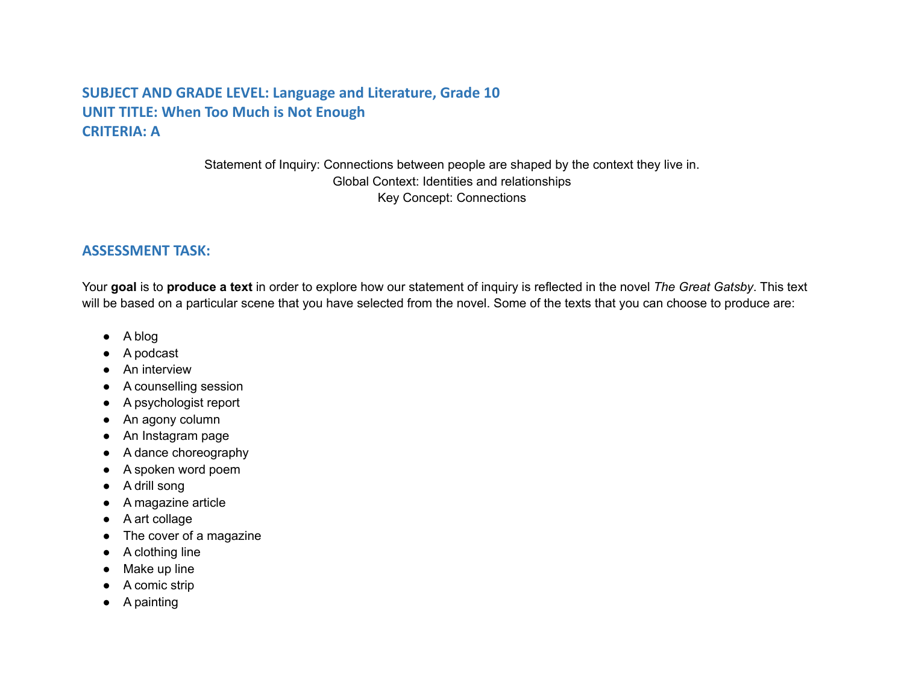**SUBJECT AND GRADE LEVEL: Language and Literature, Grade 10**
**UNIT TITLE: When Too Much is Not Enough**
**CRITERIA: A**

Statement of Inquiry: Connections between people are shaped by the context they live in.
Global Context: Identities and relationships
Key Concept: Connections

## ASSESSMENT TASK:

Your **goal** is to **produce a text** in order to explore how our statement of inquiry is reflected in the novel *The Great Gatsby*. This text will be based on a particular scene that you have selected from the novel. Some of the texts that you can choose to produce are:

- A blog
- A podcast
- An interview
- A counselling session
- A psychologist report
- An agony column
- An Instagram page
- A dance choreography
- A spoken word poem
- A drill song
- A magazine article
- A art collage
- The cover of a magazine
- A clothing line
- Make up line
- A comic strip
- A painting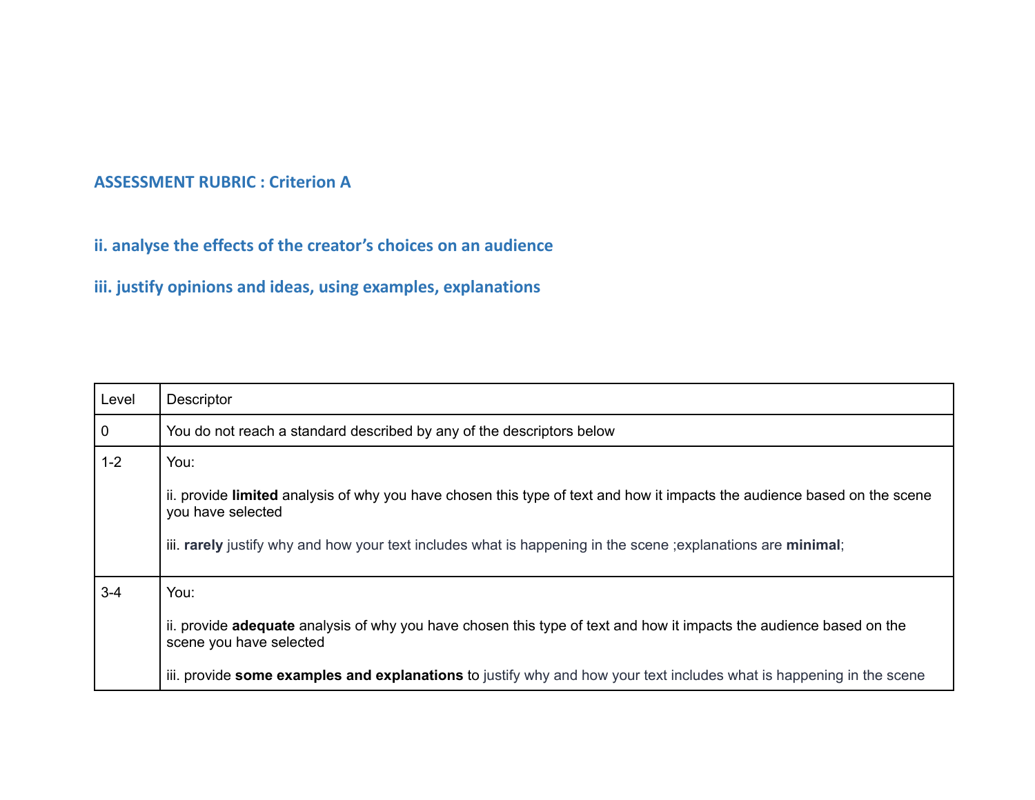## ASSESSMENT RUBRIC : Criterion A

### ii. analyse the effects of the creator's choices on an audience

### iii. justify opinions and ideas, using examples, explanations

| Level | Descriptor |
|---|---|
| 0 | You do not reach a standard described by any of the descriptors below |
| 1-2 | You:<br><br>ii. provide **limited** analysis of why you have chosen this type of text and how it impacts the audience based on the scene you have selected<br><br>iii. **rarely** justify why and how your text includes what is happening in the scene ;explanations are **minimal**; |
| 3-4 | You:<br><br>ii. provide **adequate** analysis of why you have chosen this type of text and how it impacts the audience based on the scene you have selected<br><br>iii. provide **some examples and explanations** to justify why and how your text includes what is happening in the scene |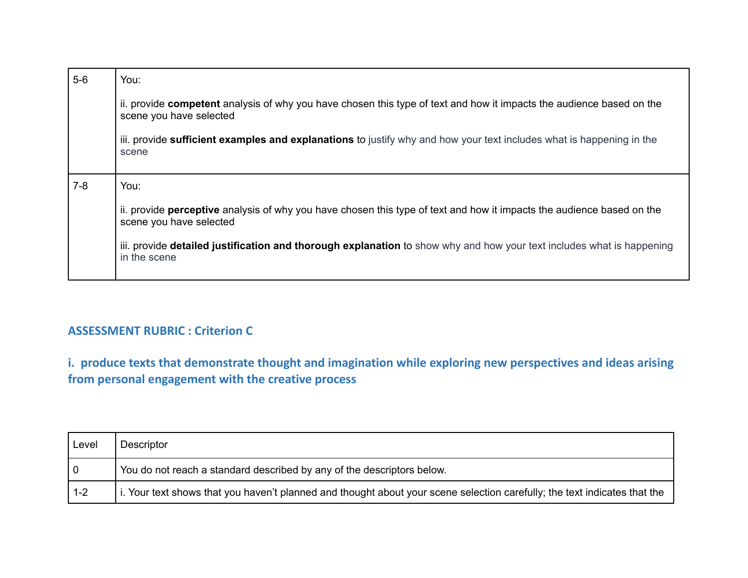| | |
|---|---|
| 5-6 | You:<br><br>ii. provide **competent** analysis of why you have chosen this type of text and how it impacts the audience based on the scene you have selected<br><br>iii. provide **sufficient examples and explanations** to justify why and how your text includes what is happening in the scene |
| 7-8 | You:<br><br>ii. provide **perceptive** analysis of why you have chosen this type of text and how it impacts the audience based on the scene you have selected<br><br>iii. provide **detailed justification and thorough explanation** to show why and how your text includes what is happening in the scene |

## ASSESSMENT RUBRIC : Criterion C

### i. produce texts that demonstrate thought and imagination while exploring new perspectives and ideas arising from personal engagement with the creative process

| Level | Descriptor |
|---|---|
| 0 | You do not reach a standard described by any of the descriptors below. |
| 1-2 | i. Your text shows that you haven't planned and thought about your scene selection carefully; the text indicates that the |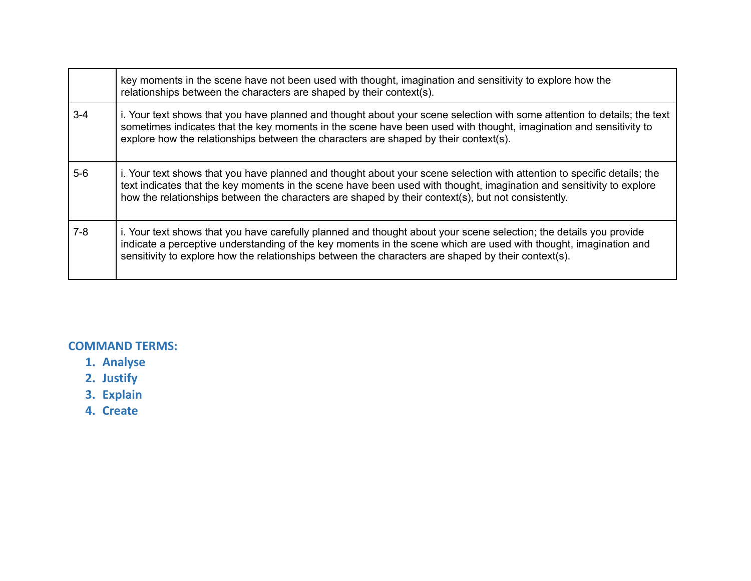| | |
|---|---|
| | key moments in the scene have not been used with thought, imagination and sensitivity to explore how the relationships between the characters are shaped by their context(s). |
| 3-4 | i. Your text shows that you have planned and thought about your scene selection with some attention to details; the text sometimes indicates that the key moments in the scene have been used with thought, imagination and sensitivity to explore how the relationships between the characters are shaped by their context(s). |
| 5-6 | i. Your text shows that you have planned and thought about your scene selection with attention to specific details; the text indicates that the key moments in the scene have been used with thought, imagination and sensitivity to explore how the relationships between the characters are shaped by their context(s), but not consistently. |
| 7-8 | i. Your text shows that you have carefully planned and thought about your scene selection; the details you provide indicate a perceptive understanding of the key moments in the scene which are used with thought, imagination and sensitivity to explore how the relationships between the characters are shaped by their context(s). |

**COMMAND TERMS:**

1. **Analyse**
2. **Justify**
3. **Explain**
4. **Create**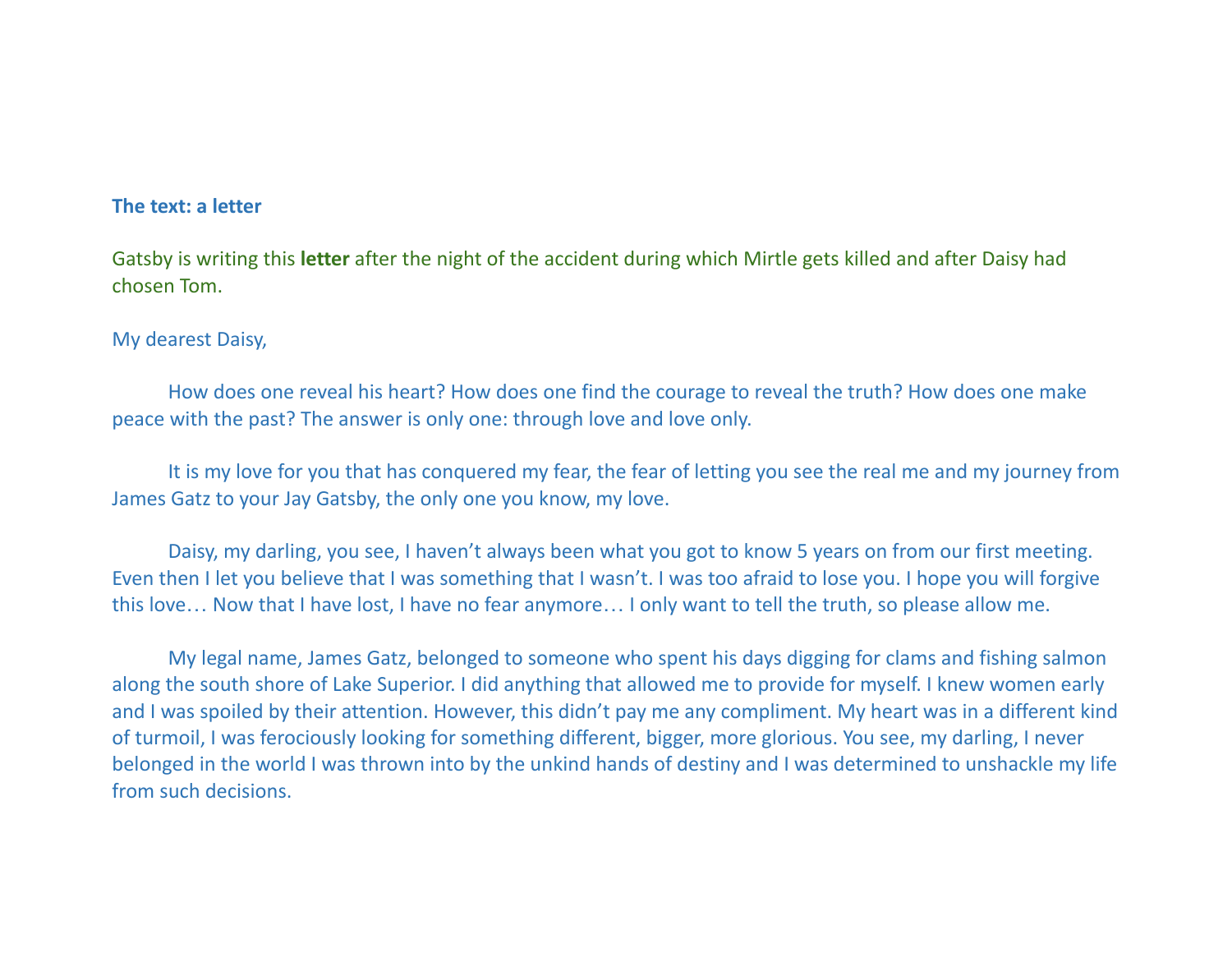**The text: a letter**

Gatsby is writing this **letter** after the night of the accident during which Mirtle gets killed and after Daisy had chosen Tom.

My dearest Daisy,

How does one reveal his heart? How does one find the courage to reveal the truth? How does one make peace with the past? The answer is only one: through love and love only.

It is my love for you that has conquered my fear, the fear of letting you see the real me and my journey from James Gatz to your Jay Gatsby, the only one you know, my love.

Daisy, my darling, you see, I haven't always been what you got to know 5 years on from our first meeting. Even then I let you believe that I was something that I wasn't. I was too afraid to lose you. I hope you will forgive this love… Now that I have lost, I have no fear anymore… I only want to tell the truth, so please allow me.

My legal name, James Gatz, belonged to someone who spent his days digging for clams and fishing salmon along the south shore of Lake Superior. I did anything that allowed me to provide for myself. I knew women early and I was spoiled by their attention. However, this didn't pay me any compliment. My heart was in a different kind of turmoil, I was ferociously looking for something different, bigger, more glorious. You see, my darling, I never belonged in the world I was thrown into by the unkind hands of destiny and I was determined to unshackle my life from such decisions.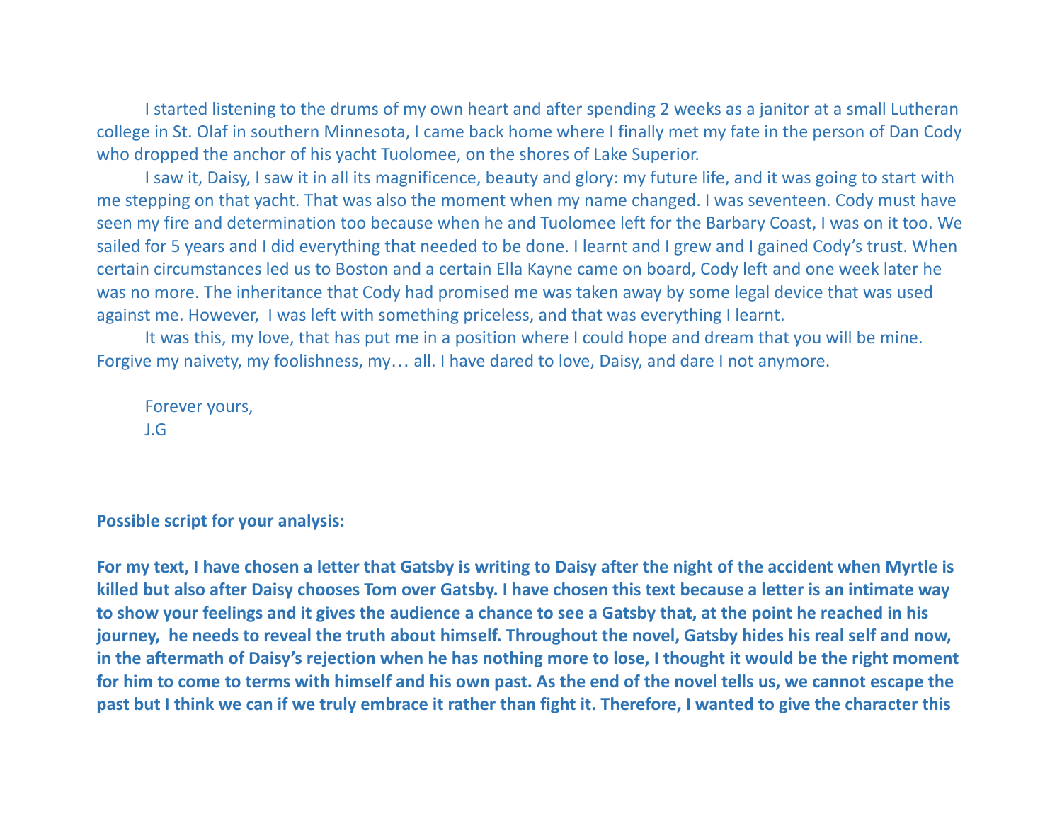I started listening to the drums of my own heart and after spending 2 weeks as a janitor at a small Lutheran college in St. Olaf in southern Minnesota, I came back home where I finally met my fate in the person of Dan Cody who dropped the anchor of his yacht Tuolomee, on the shores of Lake Superior.

I saw it, Daisy, I saw it in all its magnificence, beauty and glory: my future life, and it was going to start with me stepping on that yacht. That was also the moment when my name changed. I was seventeen. Cody must have seen my fire and determination too because when he and Tuolomee left for the Barbary Coast, I was on it too. We sailed for 5 years and I did everything that needed to be done. I learnt and I grew and I gained Cody's trust. When certain circumstances led us to Boston and a certain Ella Kayne came on board, Cody left and one week later he was no more. The inheritance that Cody had promised me was taken away by some legal device that was used against me. However, I was left with something priceless, and that was everything I learnt.

It was this, my love, that has put me in a position where I could hope and dream that you will be mine. Forgive my naivety, my foolishness, my… all. I have dared to love, Daisy, and dare I not anymore.

Forever yours,
J.G

**Possible script for your analysis:**

**For my text, I have chosen a letter that Gatsby is writing to Daisy after the night of the accident when Myrtle is killed but also after Daisy chooses Tom over Gatsby. I have chosen this text because a letter is an intimate way to show your feelings and it gives the audience a chance to see a Gatsby that, at the point he reached in his journey, he needs to reveal the truth about himself. Throughout the novel, Gatsby hides his real self and now, in the aftermath of Daisy's rejection when he has nothing more to lose, I thought it would be the right moment for him to come to terms with himself and his own past. As the end of the novel tells us, we cannot escape the past but I think we can if we truly embrace it rather than fight it. Therefore, I wanted to give the character this**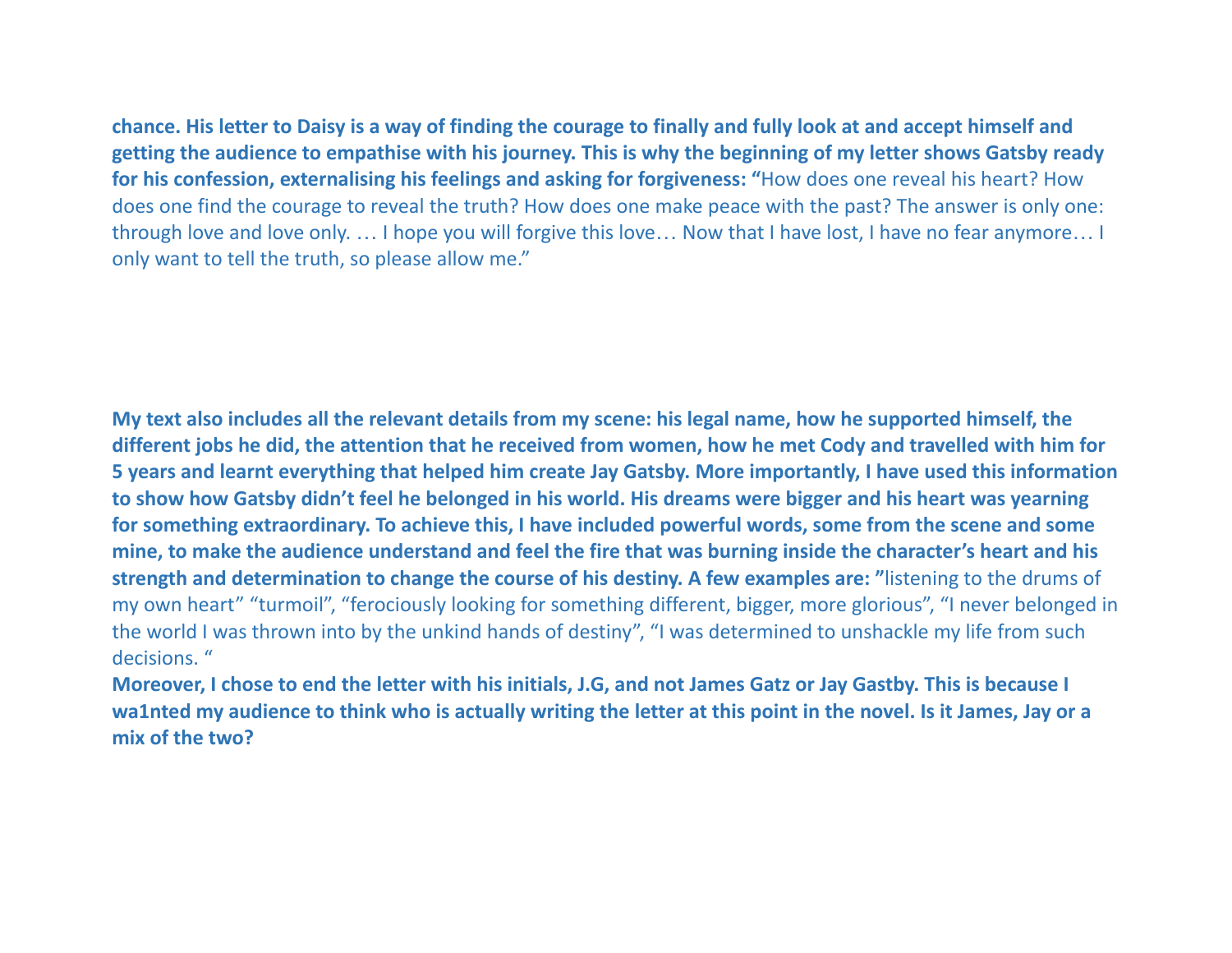**chance. His letter to Daisy is a way of finding the courage to finally and fully look at and accept himself and getting the audience to empathise with his journey. This is why the beginning of my letter shows Gatsby ready for his confession, externalising his feelings and asking for forgiveness: "**How does one reveal his heart? How does one find the courage to reveal the truth? How does one make peace with the past? The answer is only one: through love and love only. … I hope you will forgive this love… Now that I have lost, I have no fear anymore… I only want to tell the truth, so please allow me."

**My text also includes all the relevant details from my scene: his legal name, how he supported himself, the different jobs he did, the attention that he received from women, how he met Cody and travelled with him for 5 years and learnt everything that helped him create Jay Gatsby. More importantly, I have used this information to show how Gatsby didn't feel he belonged in his world. His dreams were bigger and his heart was yearning for something extraordinary. To achieve this, I have included powerful words, some from the scene and some mine, to make the audience understand and feel the fire that was burning inside the character's heart and his strength and determination to change the course of his destiny. A few examples are: "**listening to the drums of my own heart" "turmoil", "ferociously looking for something different, bigger, more glorious", "I never belonged in the world I was thrown into by the unkind hands of destiny", "I was determined to unshackle my life from such decisions. "

**Moreover, I chose to end the letter with his initials, J.G, and not James Gatz or Jay Gastby. This is because I wa1nted my audience to think who is actually writing the letter at this point in the novel. Is it James, Jay or a mix of the two?**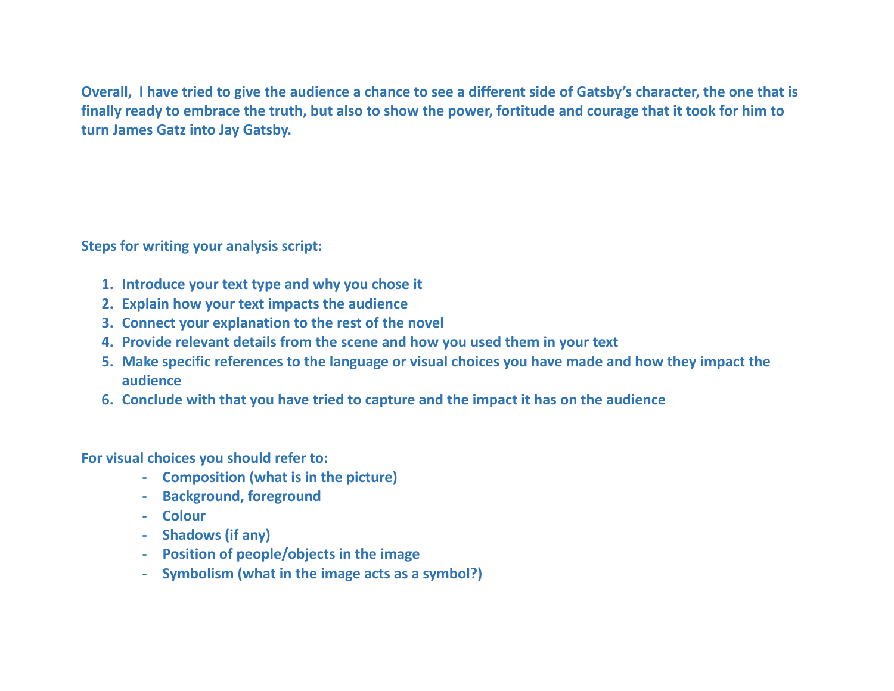**Overall, I have tried to give the audience a chance to see a different side of Gatsby's character, the one that is finally ready to embrace the truth, but also to show the power, fortitude and courage that it took for him to turn James Gatz into Jay Gatsby.**

**Steps for writing your analysis script:**

1. **Introduce your text type and why you chose it**
2. **Explain how your text impacts the audience**
3. **Connect your explanation to the rest of the novel**
4. **Provide relevant details from the scene and how you used them in your text**
5. **Make specific references to the language or visual choices you have made and how they impact the audience**
6. **Conclude with that you have tried to capture and the impact it has on the audience**

**For visual choices you should refer to:**

- **Composition (what is in the picture)**
- **Background, foreground**
- **Colour**
- **Shadows (if any)**
- **Position of people/objects in the image**
- **Symbolism (what in the image acts as a symbol?)**